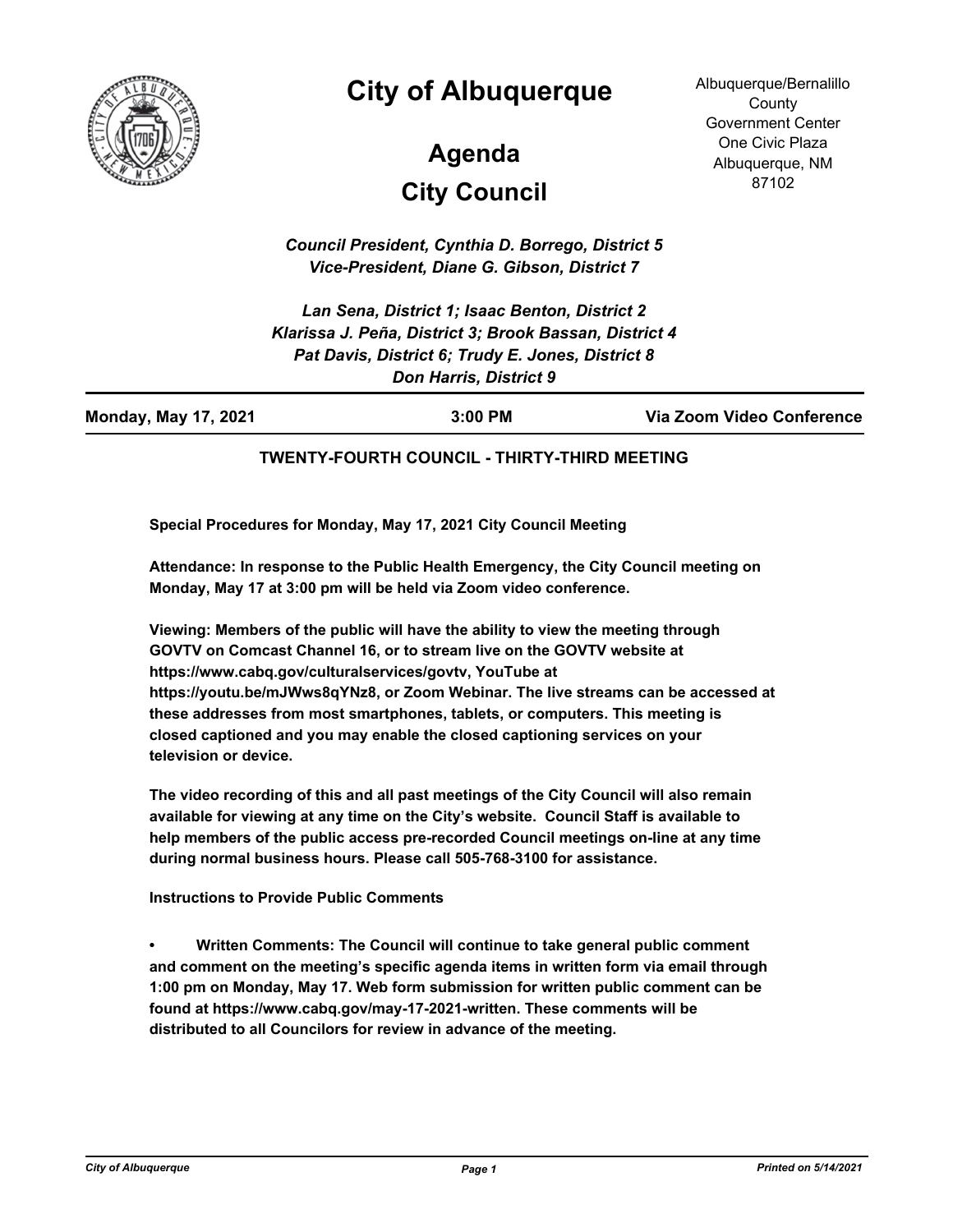# City of Albuquerque

## Agenda

## City Council

Albuquerque/Bernalillo County Government Center
One Civic Plaza
Albuquerque, NM 87102

*Council President, Cynthia D. Borrego, District 5*
*Vice-President, Diane G. Gibson, District 7*

*Lan Sena, District 1; Isaac Benton, District 2*
*Klarissa J. Peña, District 3; Brook Bassan, District 4*
*Pat Davis, District 6; Trudy E. Jones, District 8*
*Don Harris, District 9*

**Monday, May 17, 2021** | **3:00 PM** | **Via Zoom Video Conference**

**TWENTY-FOURTH COUNCIL - THIRTY-THIRD MEETING**

**Special Procedures for Monday, May 17, 2021 City Council Meeting**

**Attendance: In response to the Public Health Emergency, the City Council meeting on Monday, May 17 at 3:00 pm will be held via Zoom video conference.**

**Viewing: Members of the public will have the ability to view the meeting through GOVTV on Comcast Channel 16, or to stream live on the GOVTV website at https://www.cabq.gov/culturalservices/govtv, YouTube at https://youtu.be/mJWws8qYNz8, or Zoom Webinar. The live streams can be accessed at these addresses from most smartphones, tablets, or computers. This meeting is closed captioned and you may enable the closed captioning services on your television or device.**

**The video recording of this and all past meetings of the City Council will also remain available for viewing at any time on the City's website. Council Staff is available to help members of the public access pre-recorded Council meetings on-line at any time during normal business hours. Please call 505-768-3100 for assistance.**

**Instructions to Provide Public Comments**

- **Written Comments: The Council will continue to take general public comment and comment on the meeting's specific agenda items in written form via email through 1:00 pm on Monday, May 17. Web form submission for written public comment can be found at https://www.cabq.gov/may-17-2021-written. These comments will be distributed to all Councilors for review in advance of the meeting.**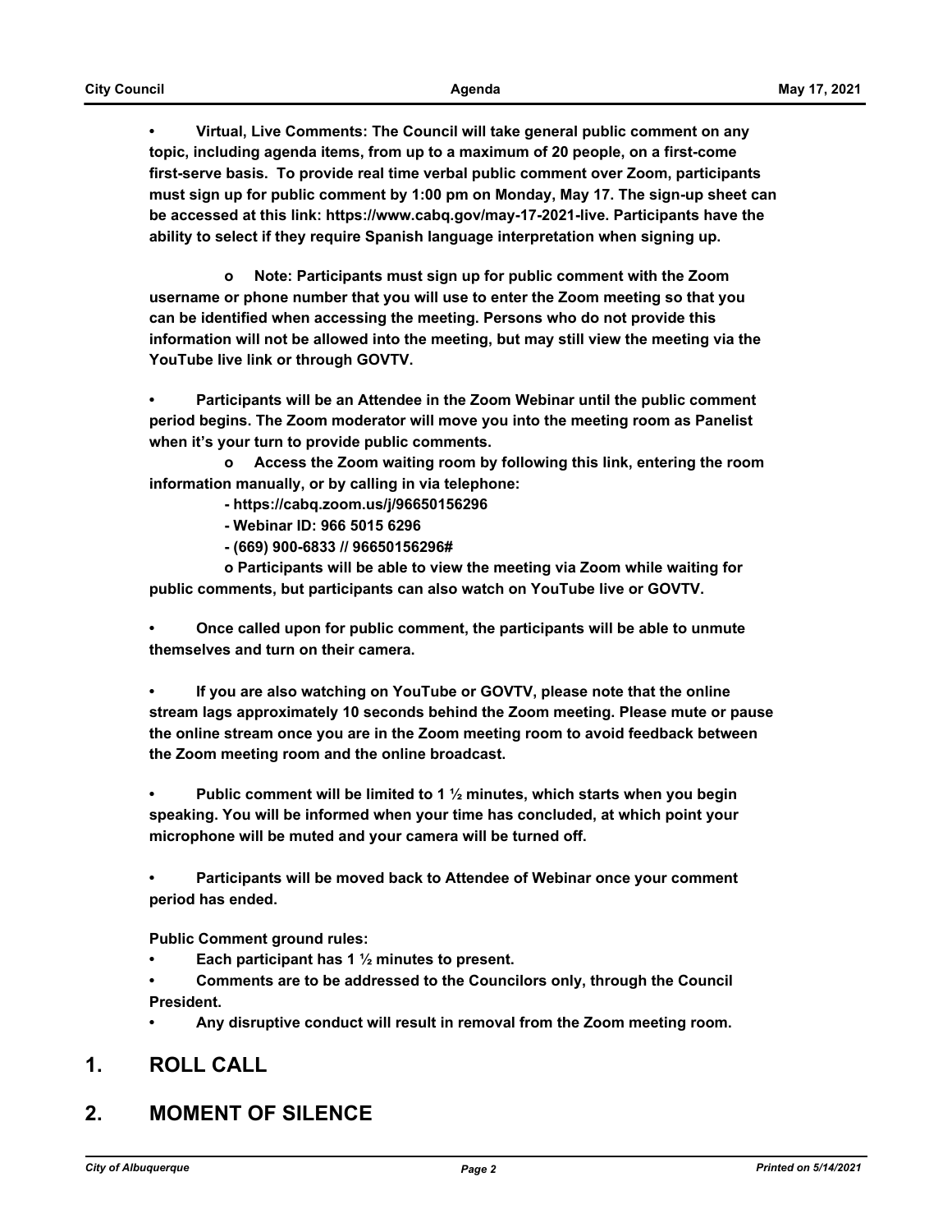- **Virtual, Live Comments: The Council will take general public comment on any topic, including agenda items, from up to a maximum of 20 people, on a first-come first-serve basis. To provide real time verbal public comment over Zoom, participants must sign up for public comment by 1:00 pm on Monday, May 17. The sign-up sheet can be accessed at this link: https://www.cabq.gov/may-17-2021-live. Participants have the ability to select if they require Spanish language interpretation when signing up.**

    - **Note: Participants must sign up for public comment with the Zoom username or phone number that you will use to enter the Zoom meeting so that you can be identified when accessing the meeting. Persons who do not provide this information will not be allowed into the meeting, but may still view the meeting via the YouTube live link or through GOVTV.**

- **Participants will be an Attendee in the Zoom Webinar until the public comment period begins. The Zoom moderator will move you into the meeting room as Panelist when it's your turn to provide public comments.**
    - **Access the Zoom waiting room by following this link, entering the room information manually, or by calling in via telephone:**
        - **https://cabq.zoom.us/j/96650156296**
        - **Webinar ID: 966 5015 6296**
        - **(669) 900-6833 // 96650156296#**
    - **Participants will be able to view the meeting via Zoom while waiting for public comments, but participants can also watch on YouTube live or GOVTV.**

- **Once called upon for public comment, the participants will be able to unmute themselves and turn on their camera.**

- **If you are also watching on YouTube or GOVTV, please note that the online stream lags approximately 10 seconds behind the Zoom meeting. Please mute or pause the online stream once you are in the Zoom meeting room to avoid feedback between the Zoom meeting room and the online broadcast.**

- **Public comment will be limited to 1 ½ minutes, which starts when you begin speaking. You will be informed when your time has concluded, at which point your microphone will be muted and your camera will be turned off.**

- **Participants will be moved back to Attendee of Webinar once your comment period has ended.**

**Public Comment ground rules:**

- **Each participant has 1 ½ minutes to present.**
- **Comments are to be addressed to the Councilors only, through the Council President.**
- **Any disruptive conduct will result in removal from the Zoom meeting room.**

# 1. ROLL CALL

# 2. MOMENT OF SILENCE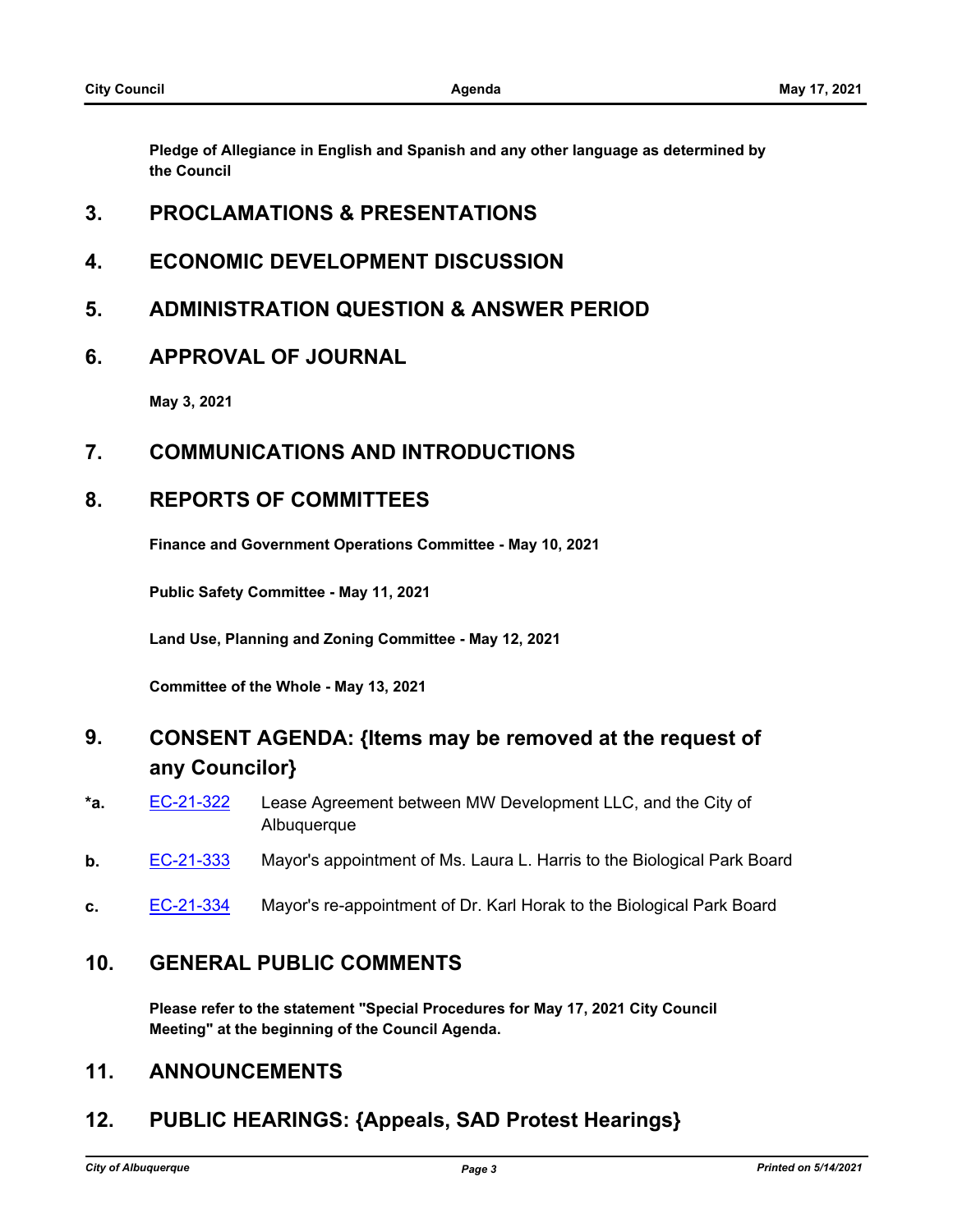**Pledge of Allegiance in English and Spanish and any other language as determined by the Council**

## 3. PROCLAMATIONS & PRESENTATIONS

## 4. ECONOMIC DEVELOPMENT DISCUSSION

## 5. ADMINISTRATION QUESTION & ANSWER PERIOD

## 6. APPROVAL OF JOURNAL

**May 3, 2021**

## 7. COMMUNICATIONS AND INTRODUCTIONS

## 8. REPORTS OF COMMITTEES

**Finance and Government Operations Committee - May 10, 2021**

**Public Safety Committee - May 11, 2021**

**Land Use, Planning and Zoning Committee - May 12, 2021**

**Committee of the Whole - May 13, 2021**

## 9. CONSENT AGENDA: {Items may be removed at the request of any Councilor}

**\*a.** EC-21-322 Lease Agreement between MW Development LLC, and the City of Albuquerque

**b.** EC-21-333 Mayor's appointment of Ms. Laura L. Harris to the Biological Park Board

**c.** EC-21-334 Mayor's re-appointment of Dr. Karl Horak to the Biological Park Board

## 10. GENERAL PUBLIC COMMENTS

**Please refer to the statement "Special Procedures for May 17, 2021 City Council Meeting" at the beginning of the Council Agenda.**

## 11. ANNOUNCEMENTS

## 12. PUBLIC HEARINGS: {Appeals, SAD Protest Hearings}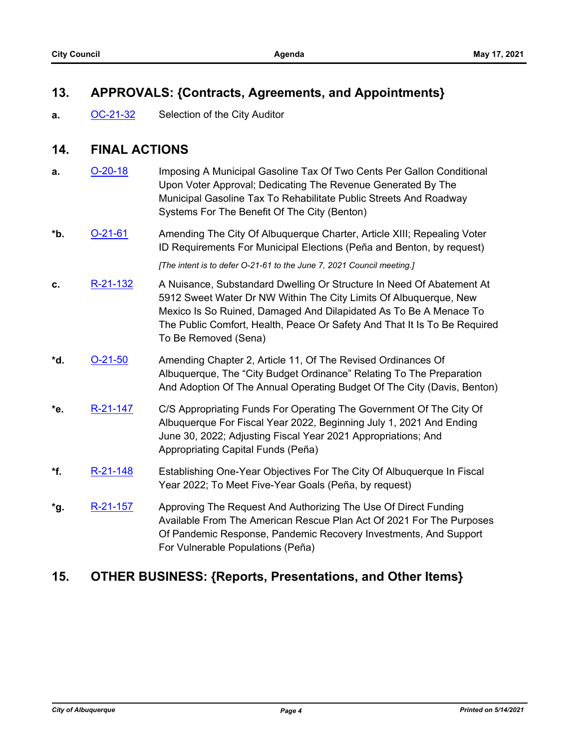## 13. APPROVALS: {Contracts, Agreements, and Appointments}

**a.** OC-21-32 Selection of the City Auditor

## 14. FINAL ACTIONS

**a.** O-20-18 Imposing A Municipal Gasoline Tax Of Two Cents Per Gallon Conditional Upon Voter Approval; Dedicating The Revenue Generated By The Municipal Gasoline Tax To Rehabilitate Public Streets And Roadway Systems For The Benefit Of The City (Benton)

***b.** O-21-61 Amending The City Of Albuquerque Charter, Article XIII; Repealing Voter ID Requirements For Municipal Elections (Peña and Benton, by request)

*[The intent is to defer O-21-61 to the June 7, 2021 Council meeting.]*

**c.** R-21-132 A Nuisance, Substandard Dwelling Or Structure In Need Of Abatement At 5912 Sweet Water Dr NW Within The City Limits Of Albuquerque, New Mexico Is So Ruined, Damaged And Dilapidated As To Be A Menace To The Public Comfort, Health, Peace Or Safety And That It Is To Be Required To Be Removed (Sena)

***d.** O-21-50 Amending Chapter 2, Article 11, Of The Revised Ordinances Of Albuquerque, The "City Budget Ordinance" Relating To The Preparation And Adoption Of The Annual Operating Budget Of The City (Davis, Benton)

***e.** R-21-147 C/S Appropriating Funds For Operating The Government Of The City Of Albuquerque For Fiscal Year 2022, Beginning July 1, 2021 And Ending June 30, 2022; Adjusting Fiscal Year 2021 Appropriations; And Appropriating Capital Funds (Peña)

***f.** R-21-148 Establishing One-Year Objectives For The City Of Albuquerque In Fiscal Year 2022; To Meet Five-Year Goals (Peña, by request)

***g.** R-21-157 Approving The Request And Authorizing The Use Of Direct Funding Available From The American Rescue Plan Act Of 2021 For The Purposes Of Pandemic Response, Pandemic Recovery Investments, And Support For Vulnerable Populations (Peña)

## 15. OTHER BUSINESS: {Reports, Presentations, and Other Items}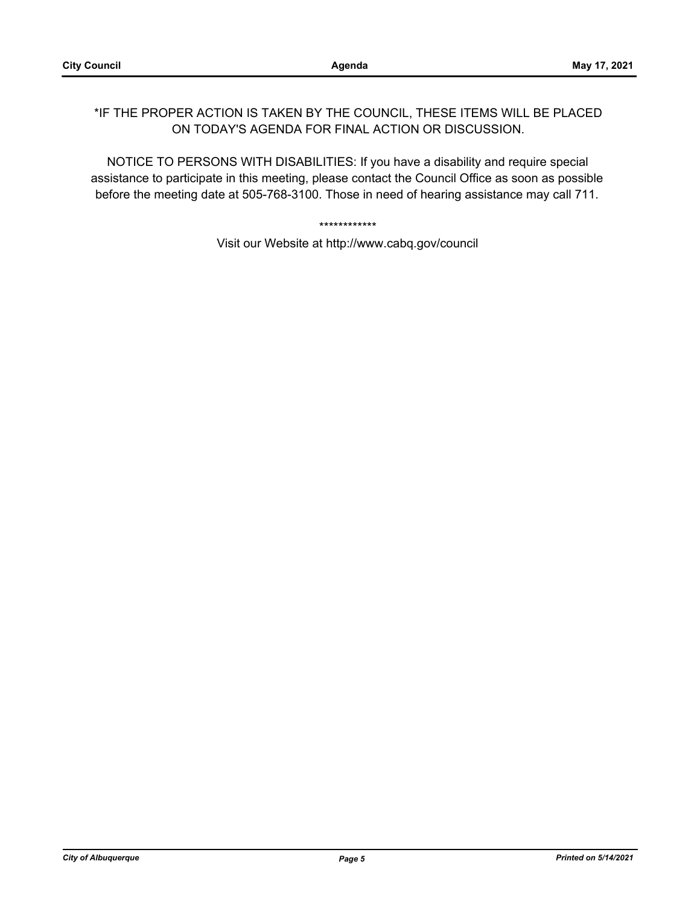*IF THE PROPER ACTION IS TAKEN BY THE COUNCIL, THESE ITEMS WILL BE PLACED ON TODAY'S AGENDA FOR FINAL ACTION OR DISCUSSION.

NOTICE TO PERSONS WITH DISABILITIES: If you have a disability and require special assistance to participate in this meeting, please contact the Council Office as soon as possible before the meeting date at 505-768-3100. Those in need of hearing assistance may call 711.

************

Visit our Website at http://www.cabq.gov/council